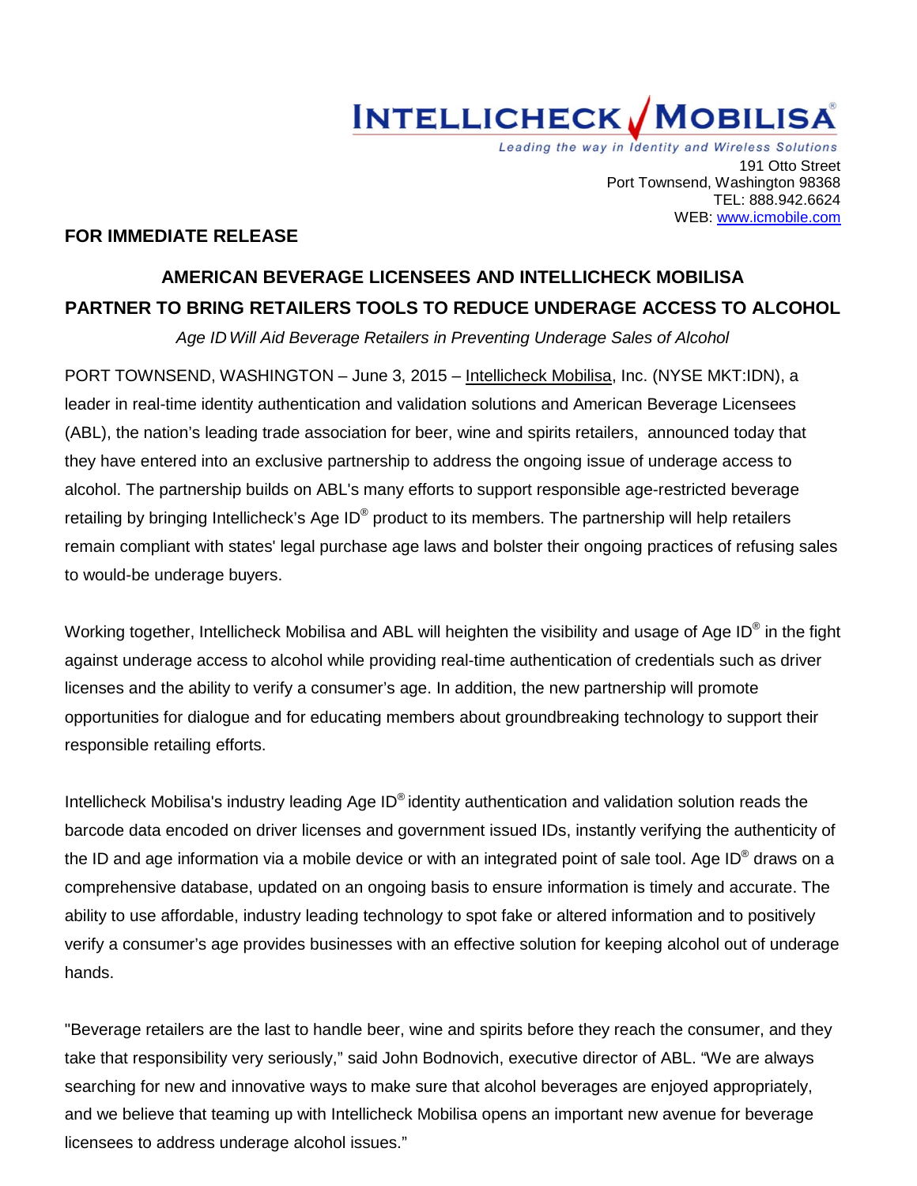**INTELLICHECK MOBILISA®**

*Leading the way in Identity and Wireless Solutions*

191 Otto Street
Port Townsend, Washington 98368
TEL: 888.942.6624
WEB: www.icmobile.com

**FOR IMMEDIATE RELEASE**

## AMERICAN BEVERAGE LICENSEES AND INTELLICHECK MOBILISA PARTNER TO BRING RETAILERS TOOLS TO REDUCE UNDERAGE ACCESS TO ALCOHOL

*Age ID Will Aid Beverage Retailers in Preventing Underage Sales of Alcohol*

PORT TOWNSEND, WASHINGTON – June 3, 2015 – Intellicheck Mobilisa, Inc. (NYSE MKT:IDN), a leader in real-time identity authentication and validation solutions and American Beverage Licensees (ABL), the nation's leading trade association for beer, wine and spirits retailers, announced today that they have entered into an exclusive partnership to address the ongoing issue of underage access to alcohol. The partnership builds on ABL's many efforts to support responsible age-restricted beverage retailing by bringing Intellicheck's Age ID® product to its members. The partnership will help retailers remain compliant with states' legal purchase age laws and bolster their ongoing practices of refusing sales to would-be underage buyers.

Working together, Intellicheck Mobilisa and ABL will heighten the visibility and usage of Age ID® in the fight against underage access to alcohol while providing real-time authentication of credentials such as driver licenses and the ability to verify a consumer's age. In addition, the new partnership will promote opportunities for dialogue and for educating members about groundbreaking technology to support their responsible retailing efforts.

Intellicheck Mobilisa's industry leading Age ID® identity authentication and validation solution reads the barcode data encoded on driver licenses and government issued IDs, instantly verifying the authenticity of the ID and age information via a mobile device or with an integrated point of sale tool. Age ID® draws on a comprehensive database, updated on an ongoing basis to ensure information is timely and accurate. The ability to use affordable, industry leading technology to spot fake or altered information and to positively verify a consumer's age provides businesses with an effective solution for keeping alcohol out of underage hands.

"Beverage retailers are the last to handle beer, wine and spirits before they reach the consumer, and they take that responsibility very seriously," said John Bodnovich, executive director of ABL. "We are always searching for new and innovative ways to make sure that alcohol beverages are enjoyed appropriately, and we believe that teaming up with Intellicheck Mobilisa opens an important new avenue for beverage licensees to address underage alcohol issues."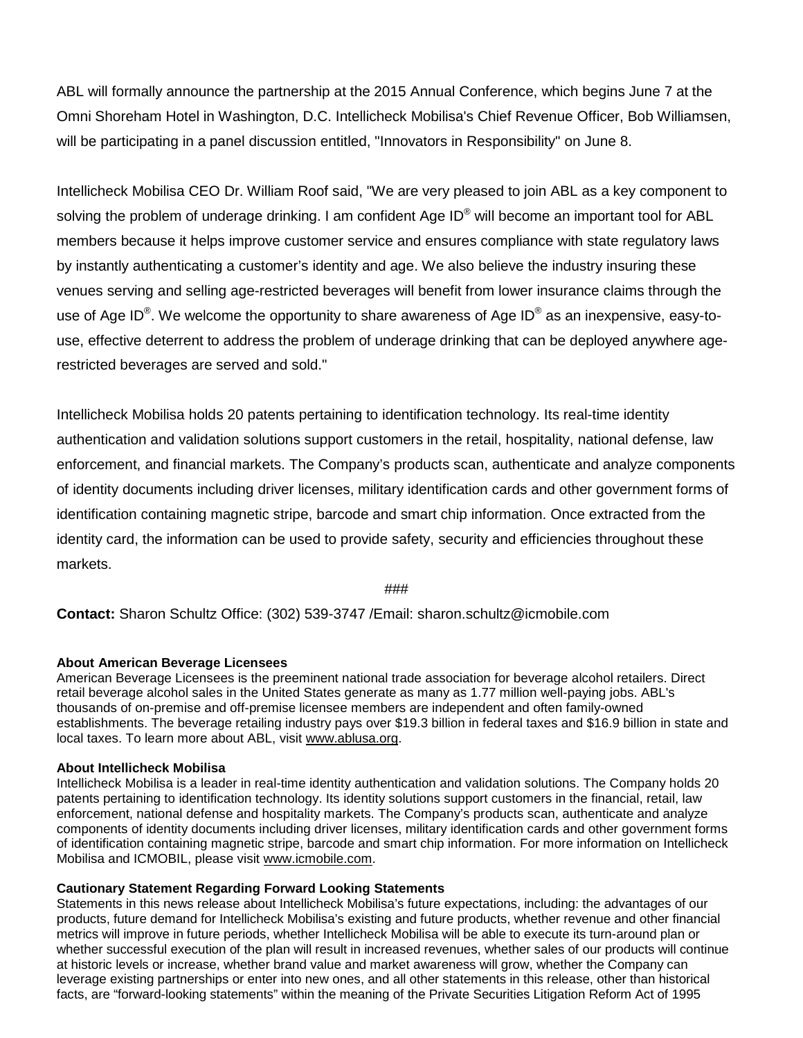ABL will formally announce the partnership at the 2015 Annual Conference, which begins June 7 at the Omni Shoreham Hotel in Washington, D.C. Intellicheck Mobilisa's Chief Revenue Officer, Bob Williamsen, will be participating in a panel discussion entitled, "Innovators in Responsibility" on June 8.

Intellicheck Mobilisa CEO Dr. William Roof said, "We are very pleased to join ABL as a key component to solving the problem of underage drinking. I am confident Age ID® will become an important tool for ABL members because it helps improve customer service and ensures compliance with state regulatory laws by instantly authenticating a customer's identity and age. We also believe the industry insuring these venues serving and selling age-restricted beverages will benefit from lower insurance claims through the use of Age ID®. We welcome the opportunity to share awareness of Age ID® as an inexpensive, easy-to-use, effective deterrent to address the problem of underage drinking that can be deployed anywhere age-restricted beverages are served and sold."

Intellicheck Mobilisa holds 20 patents pertaining to identification technology. Its real-time identity authentication and validation solutions support customers in the retail, hospitality, national defense, law enforcement, and financial markets. The Company's products scan, authenticate and analyze components of identity documents including driver licenses, military identification cards and other government forms of identification containing magnetic stripe, barcode and smart chip information. Once extracted from the identity card, the information can be used to provide safety, security and efficiencies throughout these markets.

###

**Contact:** Sharon Schultz Office: (302) 539-3747 /Email: sharon.schultz@icmobile.com

**About American Beverage Licensees**
American Beverage Licensees is the preeminent national trade association for beverage alcohol retailers. Direct retail beverage alcohol sales in the United States generate as many as 1.77 million well-paying jobs. ABL's thousands of on-premise and off-premise licensee members are independent and often family-owned establishments. The beverage retailing industry pays over $19.3 billion in federal taxes and $16.9 billion in state and local taxes. To learn more about ABL, visit www.ablusa.org.

**About Intellicheck Mobilisa**
Intellicheck Mobilisa is a leader in real-time identity authentication and validation solutions. The Company holds 20 patents pertaining to identification technology. Its identity solutions support customers in the financial, retail, law enforcement, national defense and hospitality markets. The Company's products scan, authenticate and analyze components of identity documents including driver licenses, military identification cards and other government forms of identification containing magnetic stripe, barcode and smart chip information. For more information on Intellicheck Mobilisa and ICMOBIL, please visit www.icmobile.com.

**Cautionary Statement Regarding Forward Looking Statements**
Statements in this news release about Intellicheck Mobilisa's future expectations, including: the advantages of our products, future demand for Intellicheck Mobilisa's existing and future products, whether revenue and other financial metrics will improve in future periods, whether Intellicheck Mobilisa will be able to execute its turn-around plan or whether successful execution of the plan will result in increased revenues, whether sales of our products will continue at historic levels or increase, whether brand value and market awareness will grow, whether the Company can leverage existing partnerships or enter into new ones, and all other statements in this release, other than historical facts, are "forward-looking statements" within the meaning of the Private Securities Litigation Reform Act of 1995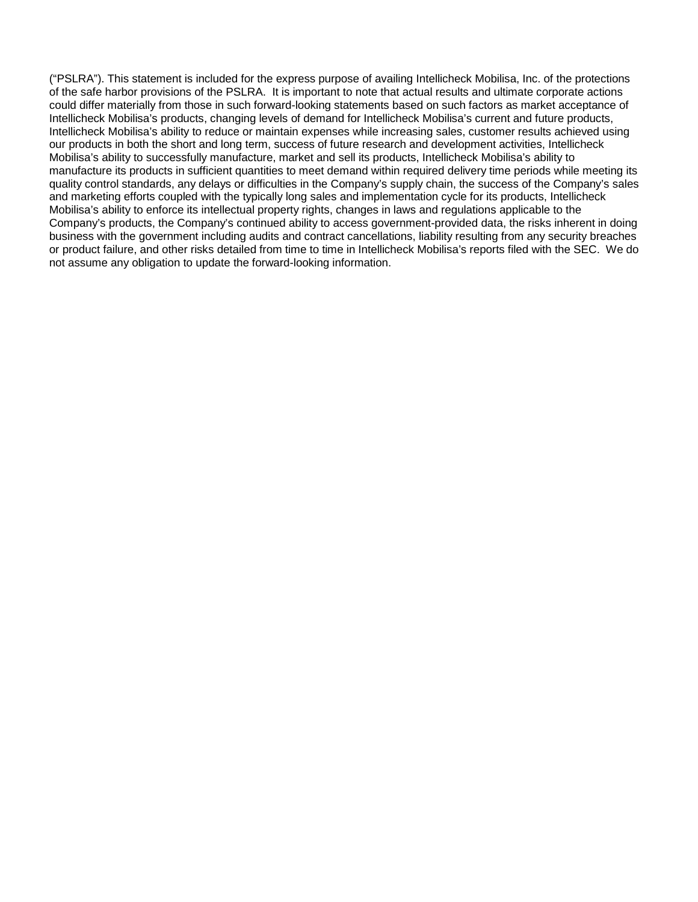(“PSLRA”). This statement is included for the express purpose of availing Intellicheck Mobilisa, Inc. of the protections of the safe harbor provisions of the PSLRA. It is important to note that actual results and ultimate corporate actions could differ materially from those in such forward-looking statements based on such factors as market acceptance of Intellicheck Mobilisa’s products, changing levels of demand for Intellicheck Mobilisa’s current and future products, Intellicheck Mobilisa’s ability to reduce or maintain expenses while increasing sales, customer results achieved using our products in both the short and long term, success of future research and development activities, Intellicheck Mobilisa’s ability to successfully manufacture, market and sell its products, Intellicheck Mobilisa’s ability to manufacture its products in sufficient quantities to meet demand within required delivery time periods while meeting its quality control standards, any delays or difficulties in the Company’s supply chain, the success of the Company’s sales and marketing efforts coupled with the typically long sales and implementation cycle for its products, Intellicheck Mobilisa’s ability to enforce its intellectual property rights, changes in laws and regulations applicable to the Company’s products, the Company’s continued ability to access government-provided data, the risks inherent in doing business with the government including audits and contract cancellations, liability resulting from any security breaches or product failure, and other risks detailed from time to time in Intellicheck Mobilisa’s reports filed with the SEC. We do not assume any obligation to update the forward-looking information.